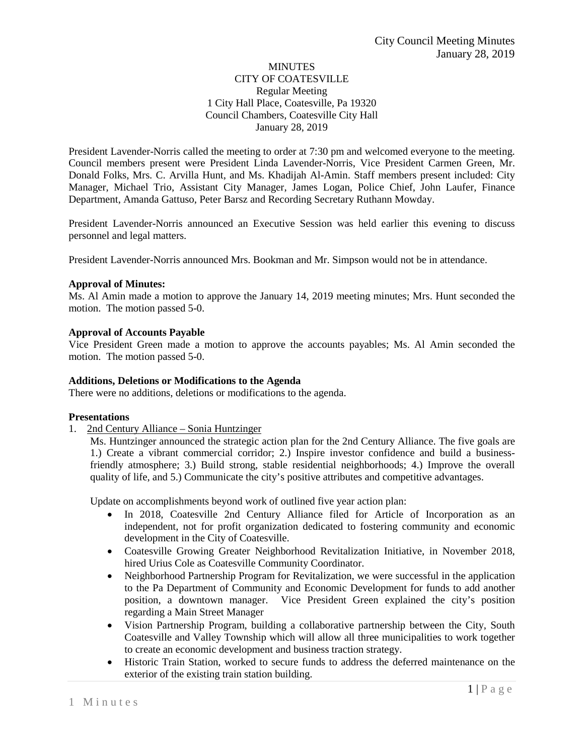MINUTES
CITY OF COATESVILLE
Regular Meeting
1 City Hall Place, Coatesville, Pa 19320
Council Chambers, Coatesville City Hall
January 28, 2019

President Lavender-Norris called the meeting to order at 7:30 pm and welcomed everyone to the meeting. Council members present were President Linda Lavender-Norris, Vice President Carmen Green, Mr. Donald Folks, Mrs. C. Arvilla Hunt, and Ms. Khadijah Al-Amin. Staff members present included: City Manager, Michael Trio, Assistant City Manager, James Logan, Police Chief, John Laufer, Finance Department, Amanda Gattuso, Peter Barsz and Recording Secretary Ruthann Mowday.

President Lavender-Norris announced an Executive Session was held earlier this evening to discuss personnel and legal matters.

President Lavender-Norris announced Mrs. Bookman and Mr. Simpson would not be in attendance.

**Approval of Minutes:**
Ms. Al Amin made a motion to approve the January 14, 2019 meeting minutes; Mrs. Hunt seconded the motion. The motion passed 5-0.

**Approval of Accounts Payable**
Vice President Green made a motion to approve the accounts payables; Ms. Al Amin seconded the motion. The motion passed 5-0.

**Additions, Deletions or Modifications to the Agenda**
There were no additions, deletions or modifications to the agenda.

**Presentations**

1. 2nd Century Alliance – Sonia Huntzinger

   Ms. Huntzinger announced the strategic action plan for the 2nd Century Alliance. The five goals are 1.) Create a vibrant commercial corridor; 2.) Inspire investor confidence and build a business-friendly atmosphere; 3.) Build strong, stable residential neighborhoods; 4.) Improve the overall quality of life, and 5.) Communicate the city's positive attributes and competitive advantages.

   Update on accomplishments beyond work of outlined five year action plan:

   - In 2018, Coatesville 2nd Century Alliance filed for Article of Incorporation as an independent, not for profit organization dedicated to fostering community and economic development in the City of Coatesville.
   - Coatesville Growing Greater Neighborhood Revitalization Initiative, in November 2018, hired Urius Cole as Coatesville Community Coordinator.
   - Neighborhood Partnership Program for Revitalization, we were successful in the application to the Pa Department of Community and Economic Development for funds to add another position, a downtown manager. Vice President Green explained the city's position regarding a Main Street Manager
   - Vision Partnership Program, building a collaborative partnership between the City, South Coatesville and Valley Township which will allow all three municipalities to work together to create an economic development and business traction strategy.
   - Historic Train Station, worked to secure funds to address the deferred maintenance on the exterior of the existing train station building.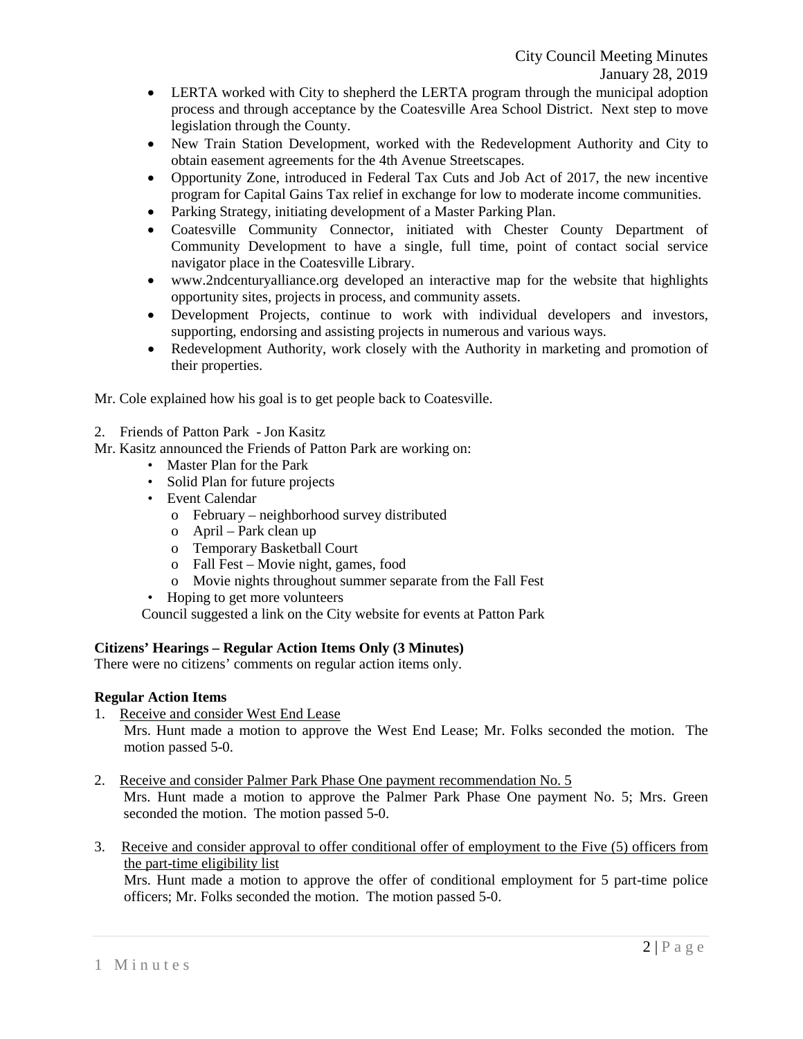- LERTA worked with City to shepherd the LERTA program through the municipal adoption process and through acceptance by the Coatesville Area School District. Next step to move legislation through the County.
- New Train Station Development, worked with the Redevelopment Authority and City to obtain easement agreements for the 4th Avenue Streetscapes.
- Opportunity Zone, introduced in Federal Tax Cuts and Job Act of 2017, the new incentive program for Capital Gains Tax relief in exchange for low to moderate income communities.
- Parking Strategy, initiating development of a Master Parking Plan.
- Coatesville Community Connector, initiated with Chester County Department of Community Development to have a single, full time, point of contact social service navigator place in the Coatesville Library.
- www.2ndcenturyalliance.org developed an interactive map for the website that highlights opportunity sites, projects in process, and community assets.
- Development Projects, continue to work with individual developers and investors, supporting, endorsing and assisting projects in numerous and various ways.
- Redevelopment Authority, work closely with the Authority in marketing and promotion of their properties.

Mr. Cole explained how his goal is to get people back to Coatesville.

2. Friends of Patton Park - Jon Kasitz

Mr. Kasitz announced the Friends of Patton Park are working on:

- Master Plan for the Park
- Solid Plan for future projects
- Event Calendar
  - February – neighborhood survey distributed
  - April – Park clean up
  - Temporary Basketball Court
  - Fall Fest – Movie night, games, food
  - Movie nights throughout summer separate from the Fall Fest
- Hoping to get more volunteers

Council suggested a link on the City website for events at Patton Park

**Citizens' Hearings – Regular Action Items Only (3 Minutes)**

There were no citizens' comments on regular action items only.

**Regular Action Items**

1. Receive and consider West End Lease

   Mrs. Hunt made a motion to approve the West End Lease; Mr. Folks seconded the motion. The motion passed 5-0.

2. Receive and consider Palmer Park Phase One payment recommendation No. 5

   Mrs. Hunt made a motion to approve the Palmer Park Phase One payment No. 5; Mrs. Green seconded the motion. The motion passed 5-0.

3. Receive and consider approval to offer conditional offer of employment to the Five (5) officers from the part-time eligibility list

   Mrs. Hunt made a motion to approve the offer of conditional employment for 5 part-time police officers; Mr. Folks seconded the motion. The motion passed 5-0.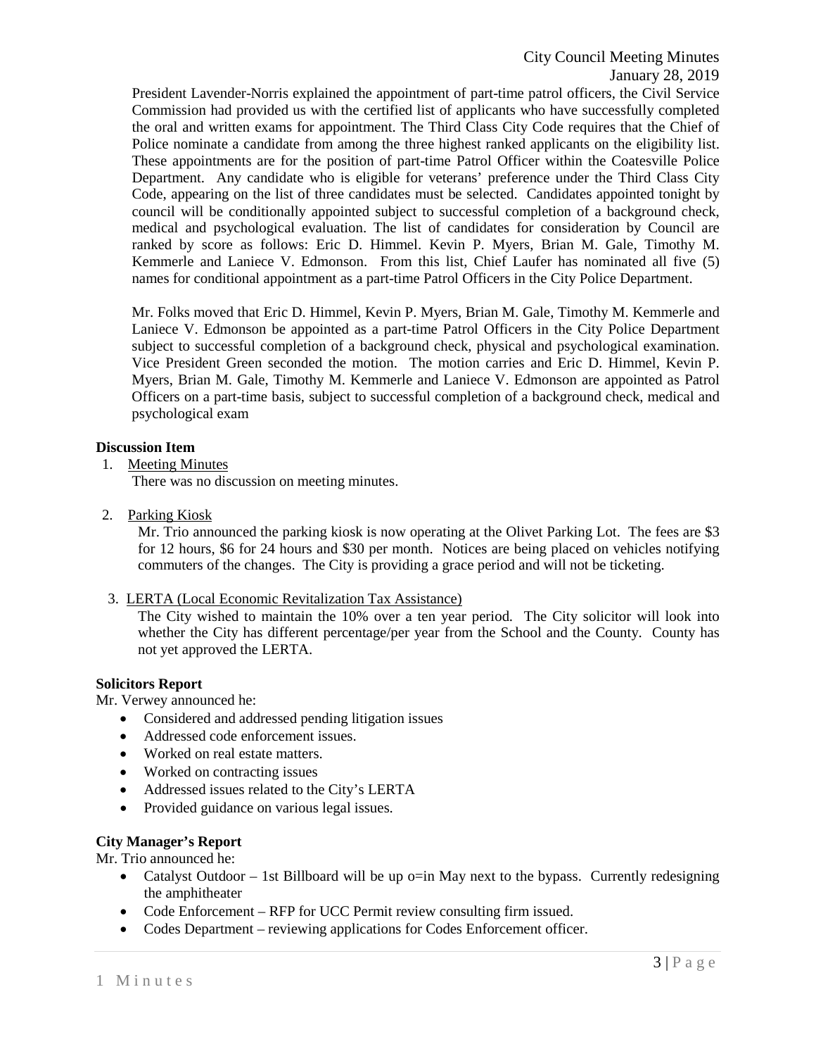President Lavender-Norris explained the appointment of part-time patrol officers, the Civil Service Commission had provided us with the certified list of applicants who have successfully completed the oral and written exams for appointment. The Third Class City Code requires that the Chief of Police nominate a candidate from among the three highest ranked applicants on the eligibility list. These appointments are for the position of part-time Patrol Officer within the Coatesville Police Department. Any candidate who is eligible for veterans' preference under the Third Class City Code, appearing on the list of three candidates must be selected. Candidates appointed tonight by council will be conditionally appointed subject to successful completion of a background check, medical and psychological evaluation. The list of candidates for consideration by Council are ranked by score as follows: Eric D. Himmel. Kevin P. Myers, Brian M. Gale, Timothy M. Kemmerle and Laniece V. Edmonson. From this list, Chief Laufer has nominated all five (5) names for conditional appointment as a part-time Patrol Officers in the City Police Department.

Mr. Folks moved that Eric D. Himmel, Kevin P. Myers, Brian M. Gale, Timothy M. Kemmerle and Laniece V. Edmonson be appointed as a part-time Patrol Officers in the City Police Department subject to successful completion of a background check, physical and psychological examination. Vice President Green seconded the motion. The motion carries and Eric D. Himmel, Kevin P. Myers, Brian M. Gale, Timothy M. Kemmerle and Laniece V. Edmonson are appointed as Patrol Officers on a part-time basis, subject to successful completion of a background check, medical and psychological exam

**Discussion Item**

1. Meeting Minutes
   There was no discussion on meeting minutes.

2. Parking Kiosk
   Mr. Trio announced the parking kiosk is now operating at the Olivet Parking Lot. The fees are $3 for 12 hours, $6 for 24 hours and $30 per month. Notices are being placed on vehicles notifying commuters of the changes. The City is providing a grace period and will not be ticketing.

3. LERTA (Local Economic Revitalization Tax Assistance)
   The City wished to maintain the 10% over a ten year period. The City solicitor will look into whether the City has different percentage/per year from the School and the County. County has not yet approved the LERTA.

**Solicitors Report**

Mr. Verwey announced he:

- Considered and addressed pending litigation issues
- Addressed code enforcement issues.
- Worked on real estate matters.
- Worked on contracting issues
- Addressed issues related to the City's LERTA
- Provided guidance on various legal issues.

**City Manager's Report**

Mr. Trio announced he:

- Catalyst Outdoor – 1st Billboard will be up o=in May next to the bypass. Currently redesigning the amphitheater
- Code Enforcement – RFP for UCC Permit review consulting firm issued.
- Codes Department – reviewing applications for Codes Enforcement officer.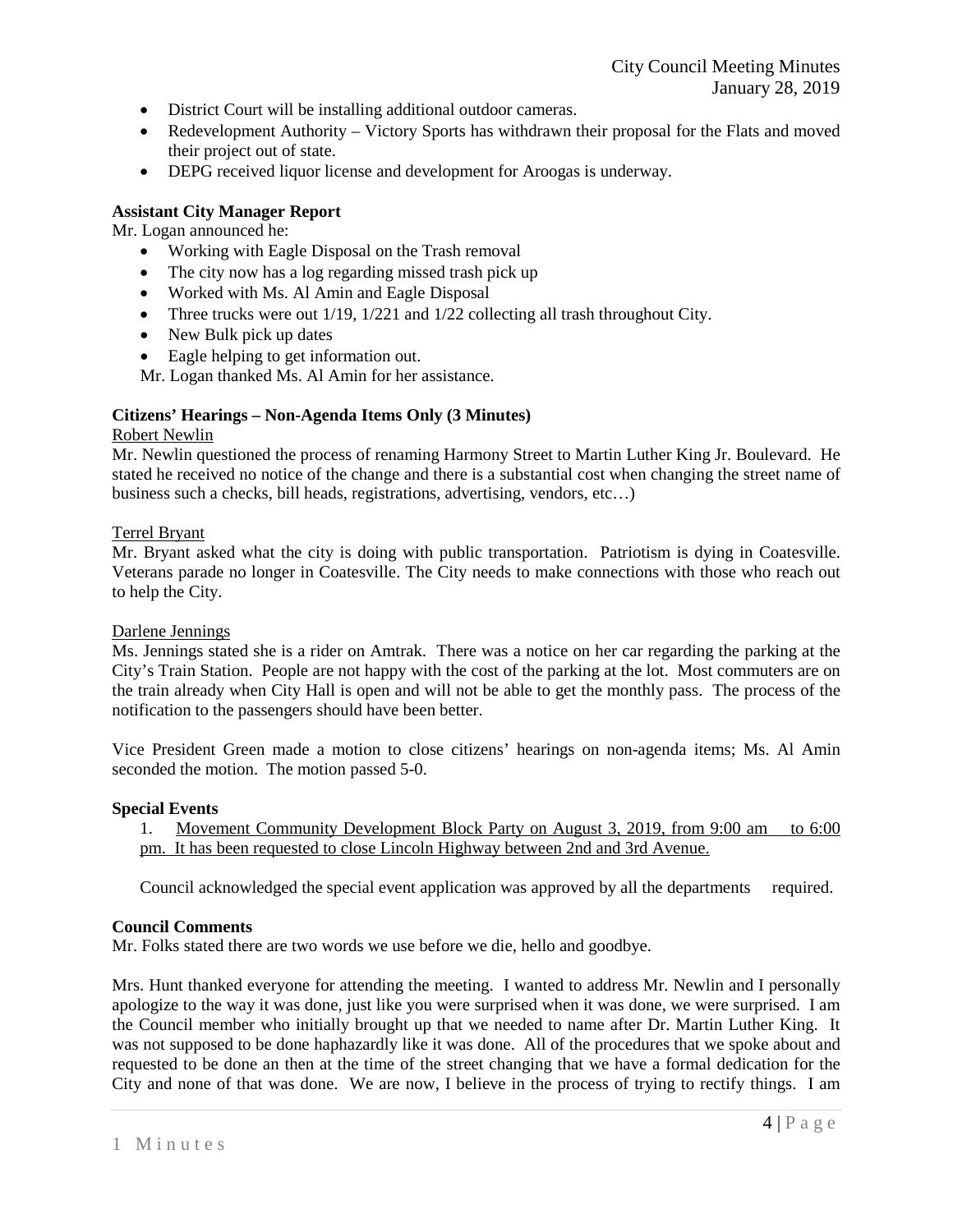- District Court will be installing additional outdoor cameras.
- Redevelopment Authority – Victory Sports has withdrawn their proposal for the Flats and moved their project out of state.
- DEPG received liquor license and development for Aroogas is underway.

**Assistant City Manager Report**

Mr. Logan announced he:

- Working with Eagle Disposal on the Trash removal
- The city now has a log regarding missed trash pick up
- Worked with Ms. Al Amin and Eagle Disposal
- Three trucks were out 1/19, 1/221 and 1/22 collecting all trash throughout City.
- New Bulk pick up dates
- Eagle helping to get information out.

Mr. Logan thanked Ms. Al Amin for her assistance.

**Citizens' Hearings – Non-Agenda Items Only (3 Minutes)**

Robert Newlin

Mr. Newlin questioned the process of renaming Harmony Street to Martin Luther King Jr. Boulevard. He stated he received no notice of the change and there is a substantial cost when changing the street name of business such a checks, bill heads, registrations, advertising, vendors, etc…)

Terrel Bryant

Mr. Bryant asked what the city is doing with public transportation. Patriotism is dying in Coatesville. Veterans parade no longer in Coatesville. The City needs to make connections with those who reach out to help the City.

Darlene Jennings

Ms. Jennings stated she is a rider on Amtrak. There was a notice on her car regarding the parking at the City's Train Station. People are not happy with the cost of the parking at the lot. Most commuters are on the train already when City Hall is open and will not be able to get the monthly pass. The process of the notification to the passengers should have been better.

Vice President Green made a motion to close citizens' hearings on non-agenda items; Ms. Al Amin seconded the motion. The motion passed 5-0.

**Special Events**

1. Movement Community Development Block Party on August 3, 2019, from 9:00 am to 6:00 pm. It has been requested to close Lincoln Highway between 2nd and 3rd Avenue.

Council acknowledged the special event application was approved by all the departments required.

**Council Comments**

Mr. Folks stated there are two words we use before we die, hello and goodbye.

Mrs. Hunt thanked everyone for attending the meeting. I wanted to address Mr. Newlin and I personally apologize to the way it was done, just like you were surprised when it was done, we were surprised. I am the Council member who initially brought up that we needed to name after Dr. Martin Luther King. It was not supposed to be done haphazardly like it was done. All of the procedures that we spoke about and requested to be done an then at the time of the street changing that we have a formal dedication for the City and none of that was done. We are now, I believe in the process of trying to rectify things. I am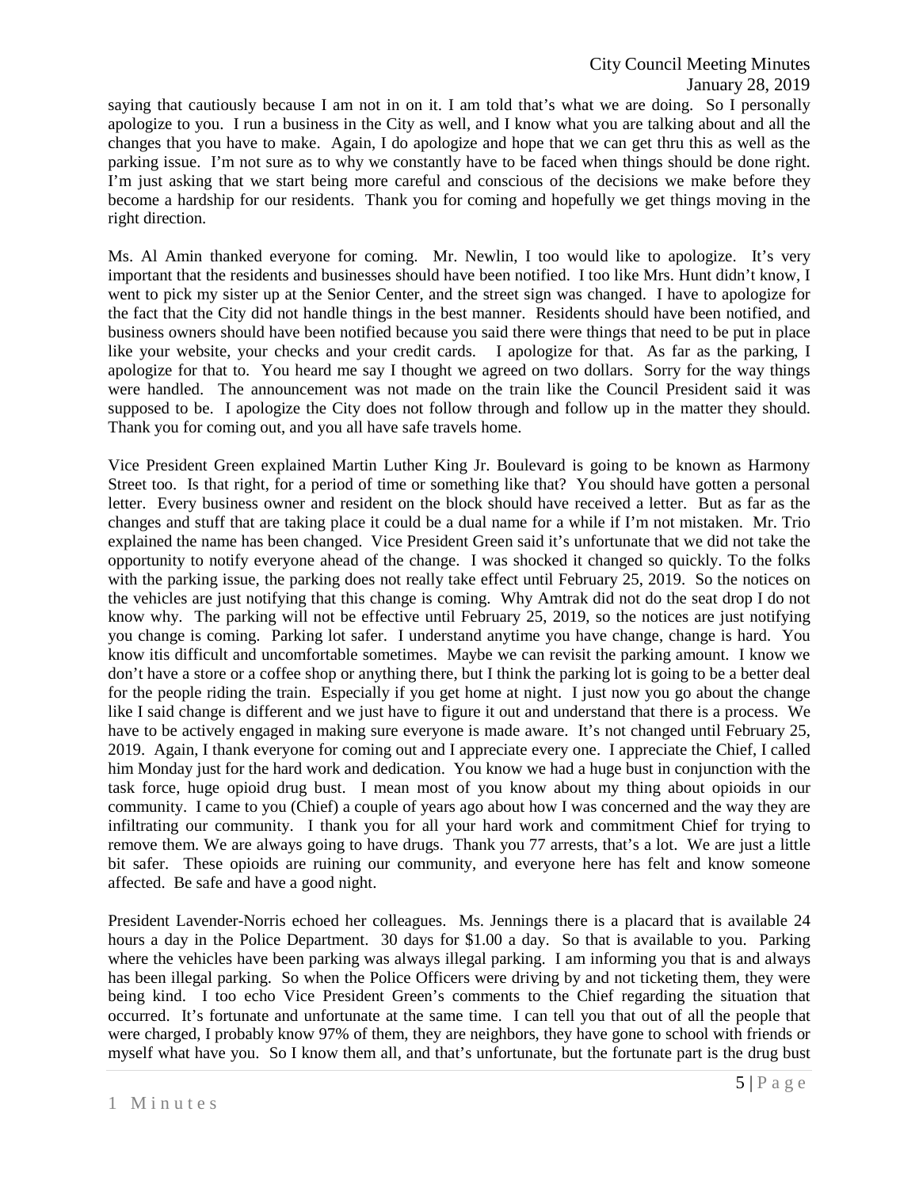saying that cautiously because I am not in on it. I am told that's what we are doing. So I personally apologize to you. I run a business in the City as well, and I know what you are talking about and all the changes that you have to make. Again, I do apologize and hope that we can get thru this as well as the parking issue. I'm not sure as to why we constantly have to be faced when things should be done right. I'm just asking that we start being more careful and conscious of the decisions we make before they become a hardship for our residents. Thank you for coming and hopefully we get things moving in the right direction.

Ms. Al Amin thanked everyone for coming. Mr. Newlin, I too would like to apologize. It's very important that the residents and businesses should have been notified. I too like Mrs. Hunt didn't know, I went to pick my sister up at the Senior Center, and the street sign was changed. I have to apologize for the fact that the City did not handle things in the best manner. Residents should have been notified, and business owners should have been notified because you said there were things that need to be put in place like your website, your checks and your credit cards. I apologize for that. As far as the parking, I apologize for that to. You heard me say I thought we agreed on two dollars. Sorry for the way things were handled. The announcement was not made on the train like the Council President said it was supposed to be. I apologize the City does not follow through and follow up in the matter they should. Thank you for coming out, and you all have safe travels home.

Vice President Green explained Martin Luther King Jr. Boulevard is going to be known as Harmony Street too. Is that right, for a period of time or something like that? You should have gotten a personal letter. Every business owner and resident on the block should have received a letter. But as far as the changes and stuff that are taking place it could be a dual name for a while if I'm not mistaken. Mr. Trio explained the name has been changed. Vice President Green said it's unfortunate that we did not take the opportunity to notify everyone ahead of the change. I was shocked it changed so quickly. To the folks with the parking issue, the parking does not really take effect until February 25, 2019. So the notices on the vehicles are just notifying that this change is coming. Why Amtrak did not do the seat drop I do not know why. The parking will not be effective until February 25, 2019, so the notices are just notifying you change is coming. Parking lot safer. I understand anytime you have change, change is hard. You know itis difficult and uncomfortable sometimes. Maybe we can revisit the parking amount. I know we don't have a store or a coffee shop or anything there, but I think the parking lot is going to be a better deal for the people riding the train. Especially if you get home at night. I just now you go about the change like I said change is different and we just have to figure it out and understand that there is a process. We have to be actively engaged in making sure everyone is made aware. It's not changed until February 25, 2019. Again, I thank everyone for coming out and I appreciate every one. I appreciate the Chief, I called him Monday just for the hard work and dedication. You know we had a huge bust in conjunction with the task force, huge opioid drug bust. I mean most of you know about my thing about opioids in our community. I came to you (Chief) a couple of years ago about how I was concerned and the way they are infiltrating our community. I thank you for all your hard work and commitment Chief for trying to remove them. We are always going to have drugs. Thank you 77 arrests, that's a lot. We are just a little bit safer. These opioids are ruining our community, and everyone here has felt and know someone affected. Be safe and have a good night.

President Lavender-Norris echoed her colleagues. Ms. Jennings there is a placard that is available 24 hours a day in the Police Department. 30 days for $1.00 a day. So that is available to you. Parking where the vehicles have been parking was always illegal parking. I am informing you that is and always has been illegal parking. So when the Police Officers were driving by and not ticketing them, they were being kind. I too echo Vice President Green's comments to the Chief regarding the situation that occurred. It's fortunate and unfortunate at the same time. I can tell you that out of all the people that were charged, I probably know 97% of them, they are neighbors, they have gone to school with friends or myself what have you. So I know them all, and that's unfortunate, but the fortunate part is the drug bust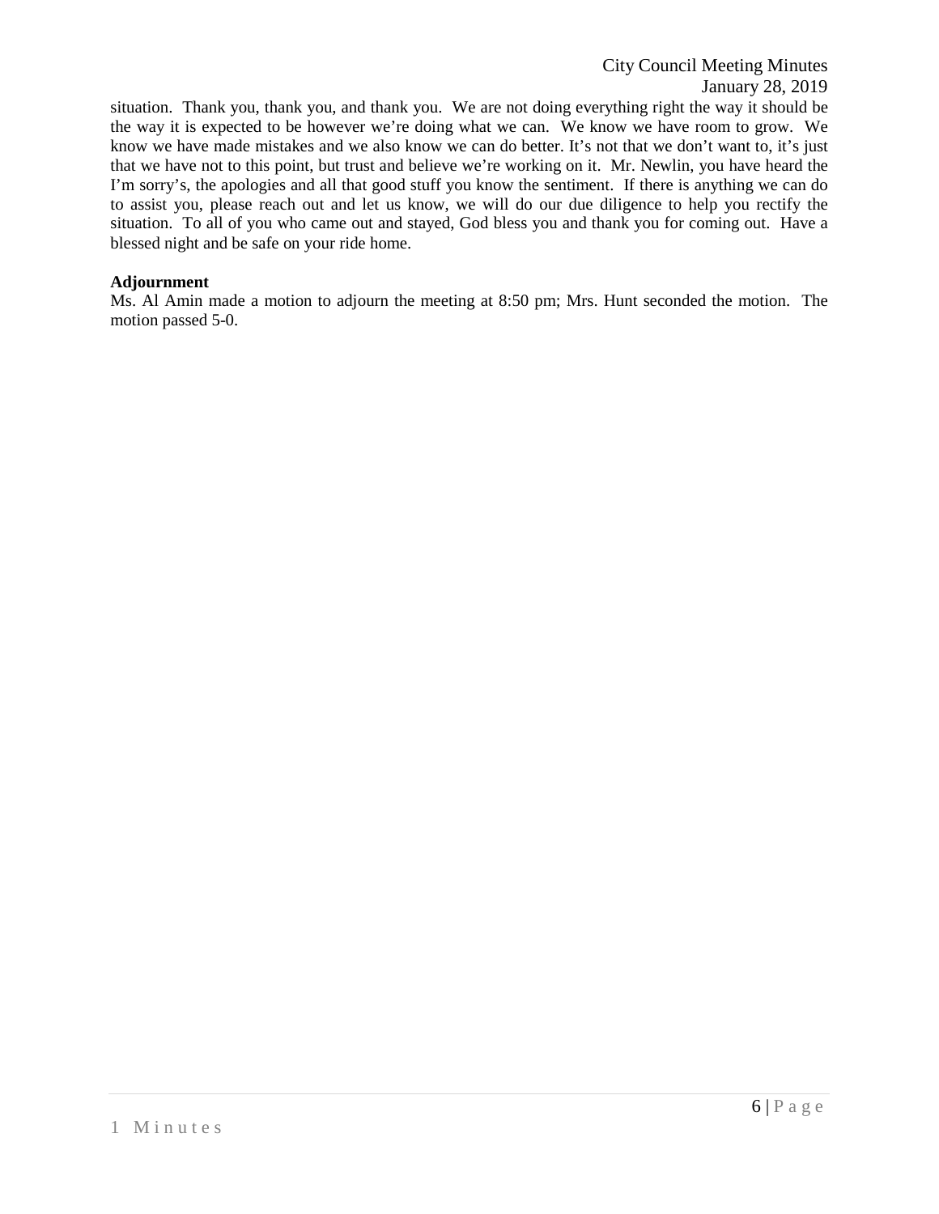situation. Thank you, thank you, and thank you. We are not doing everything right the way it should be the way it is expected to be however we're doing what we can. We know we have room to grow. We know we have made mistakes and we also know we can do better. It's not that we don't want to, it's just that we have not to this point, but trust and believe we're working on it. Mr. Newlin, you have heard the I'm sorry's, the apologies and all that good stuff you know the sentiment. If there is anything we can do to assist you, please reach out and let us know, we will do our due diligence to help you rectify the situation. To all of you who came out and stayed, God bless you and thank you for coming out. Have a blessed night and be safe on your ride home.

**Adjournment**

Ms. Al Amin made a motion to adjourn the meeting at 8:50 pm; Mrs. Hunt seconded the motion. The motion passed 5-0.